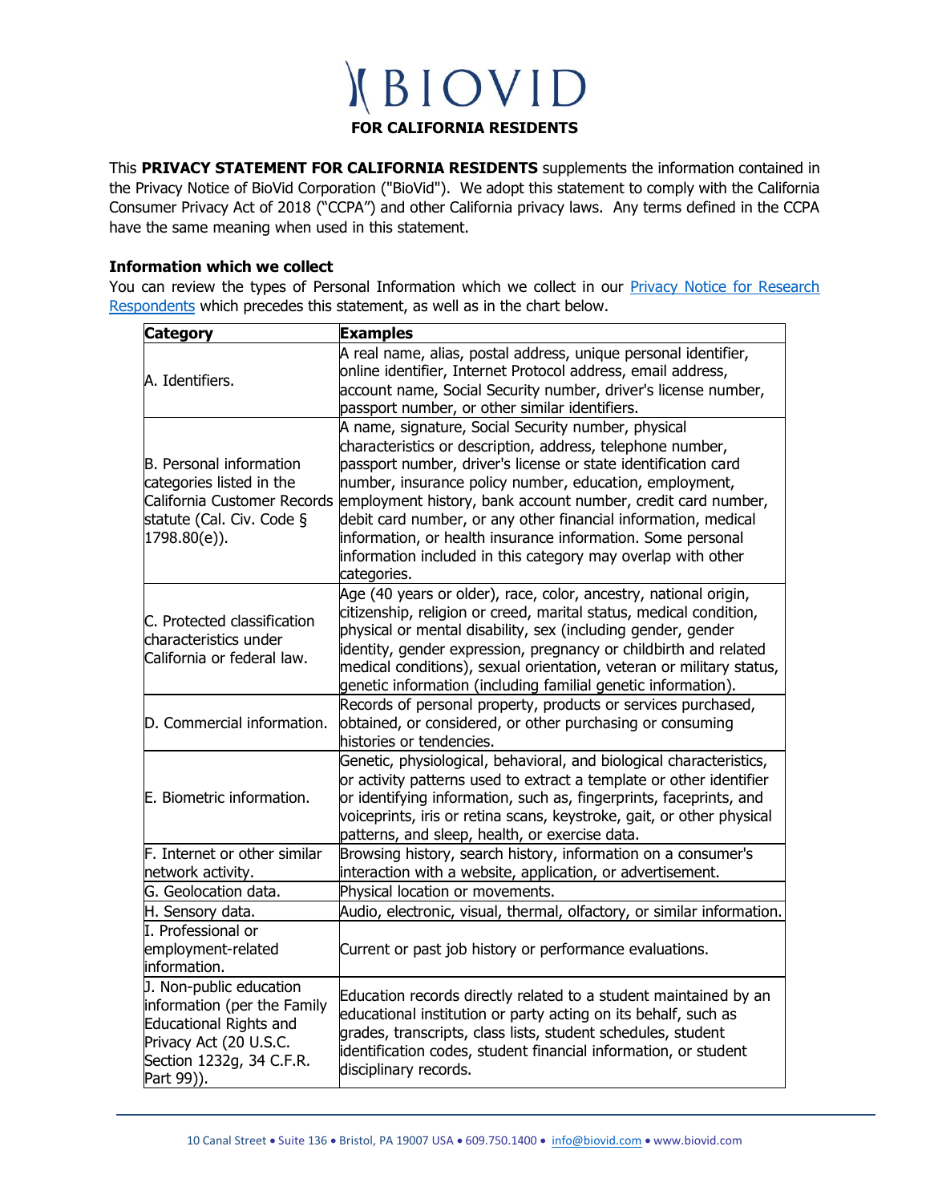# BIOVID

## FOR CALIFORNIA RESIDENTS

This **PRIVACY STATEMENT FOR CALIFORNIA RESIDENTS** supplements the information contained in the Privacy Notice of BioVid Corporation ("BioVid"). We adopt this statement to comply with the California Consumer Privacy Act of 2018 ("CCPA") and other California privacy laws. Any terms defined in the CCPA have the same meaning when used in this statement.

### Information which we collect

You can review the types of Personal Information which we collect in our Privacy Notice for Research Respondents which precedes this statement, as well as in the chart below.

| Category | Examples |
|---|---|
| A. Identifiers. | A real name, alias, postal address, unique personal identifier, online identifier, Internet Protocol address, email address, account name, Social Security number, driver's license number, passport number, or other similar identifiers. |
| B. Personal information categories listed in the California Customer Records statute (Cal. Civ. Code § 1798.80(e)). | A name, signature, Social Security number, physical characteristics or description, address, telephone number, passport number, driver's license or state identification card number, insurance policy number, education, employment, employment history, bank account number, credit card number, debit card number, or any other financial information, medical information, or health insurance information. Some personal information included in this category may overlap with other categories. |
| C. Protected classification characteristics under California or federal law. | Age (40 years or older), race, color, ancestry, national origin, citizenship, religion or creed, marital status, medical condition, physical or mental disability, sex (including gender, gender identity, gender expression, pregnancy or childbirth and related medical conditions), sexual orientation, veteran or military status, genetic information (including familial genetic information). |
| D. Commercial information. | Records of personal property, products or services purchased, obtained, or considered, or other purchasing or consuming histories or tendencies. |
| E. Biometric information. | Genetic, physiological, behavioral, and biological characteristics, or activity patterns used to extract a template or other identifier or identifying information, such as, fingerprints, faceprints, and voiceprints, iris or retina scans, keystroke, gait, or other physical patterns, and sleep, health, or exercise data. |
| F. Internet or other similar network activity. | Browsing history, search history, information on a consumer's interaction with a website, application, or advertisement. |
| G. Geolocation data. | Physical location or movements. |
| H. Sensory data. | Audio, electronic, visual, thermal, olfactory, or similar information. |
| I. Professional or employment-related information. | Current or past job history or performance evaluations. |
| J. Non-public education information (per the Family Educational Rights and Privacy Act (20 U.S.C. Section 1232g, 34 C.F.R. Part 99)). | Education records directly related to a student maintained by an educational institution or party acting on its behalf, such as grades, transcripts, class lists, student schedules, student identification codes, student financial information, or student disciplinary records. |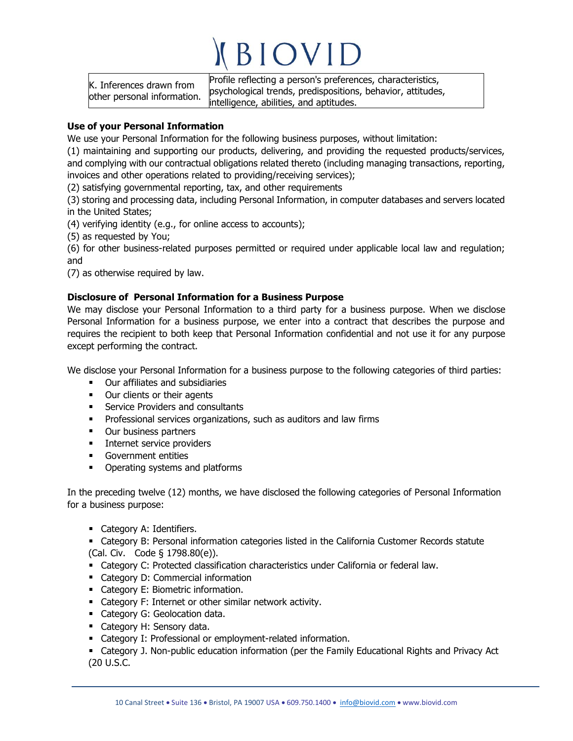| K. Inferences drawn from other personal information. | Profile reflecting a person's preferences, characteristics, psychological trends, predispositions, behavior, attitudes, intelligence, abilities, and aptitudes. |
|---|---|

**Use of your Personal Information**

We use your Personal Information for the following business purposes, without limitation:

(1) maintaining and supporting our products, delivering, and providing the requested products/services, and complying with our contractual obligations related thereto (including managing transactions, reporting, invoices and other operations related to providing/receiving services);

(2) satisfying governmental reporting, tax, and other requirements

(3) storing and processing data, including Personal Information, in computer databases and servers located in the United States;

(4) verifying identity (e.g., for online access to accounts);

(5) as requested by You;

(6) for other business-related purposes permitted or required under applicable local law and regulation; and

(7) as otherwise required by law.

**Disclosure of Personal Information for a Business Purpose**

We may disclose your Personal Information to a third party for a business purpose. When we disclose Personal Information for a business purpose, we enter into a contract that describes the purpose and requires the recipient to both keep that Personal Information confidential and not use it for any purpose except performing the contract.

We disclose your Personal Information for a business purpose to the following categories of third parties:

- Our affiliates and subsidiaries
- Our clients or their agents
- Service Providers and consultants
- Professional services organizations, such as auditors and law firms
- Our business partners
- Internet service providers
- Government entities
- Operating systems and platforms

In the preceding twelve (12) months, we have disclosed the following categories of Personal Information for a business purpose:

- Category A: Identifiers.
- Category B: Personal information categories listed in the California Customer Records statute (Cal. Civ. Code § 1798.80(e)).
- Category C: Protected classification characteristics under California or federal law.
- Category D: Commercial information
- Category E: Biometric information.
- Category F: Internet or other similar network activity.
- Category G: Geolocation data.
- Category H: Sensory data.
- Category I: Professional or employment-related information.
- Category J. Non-public education information (per the Family Educational Rights and Privacy Act (20 U.S.C.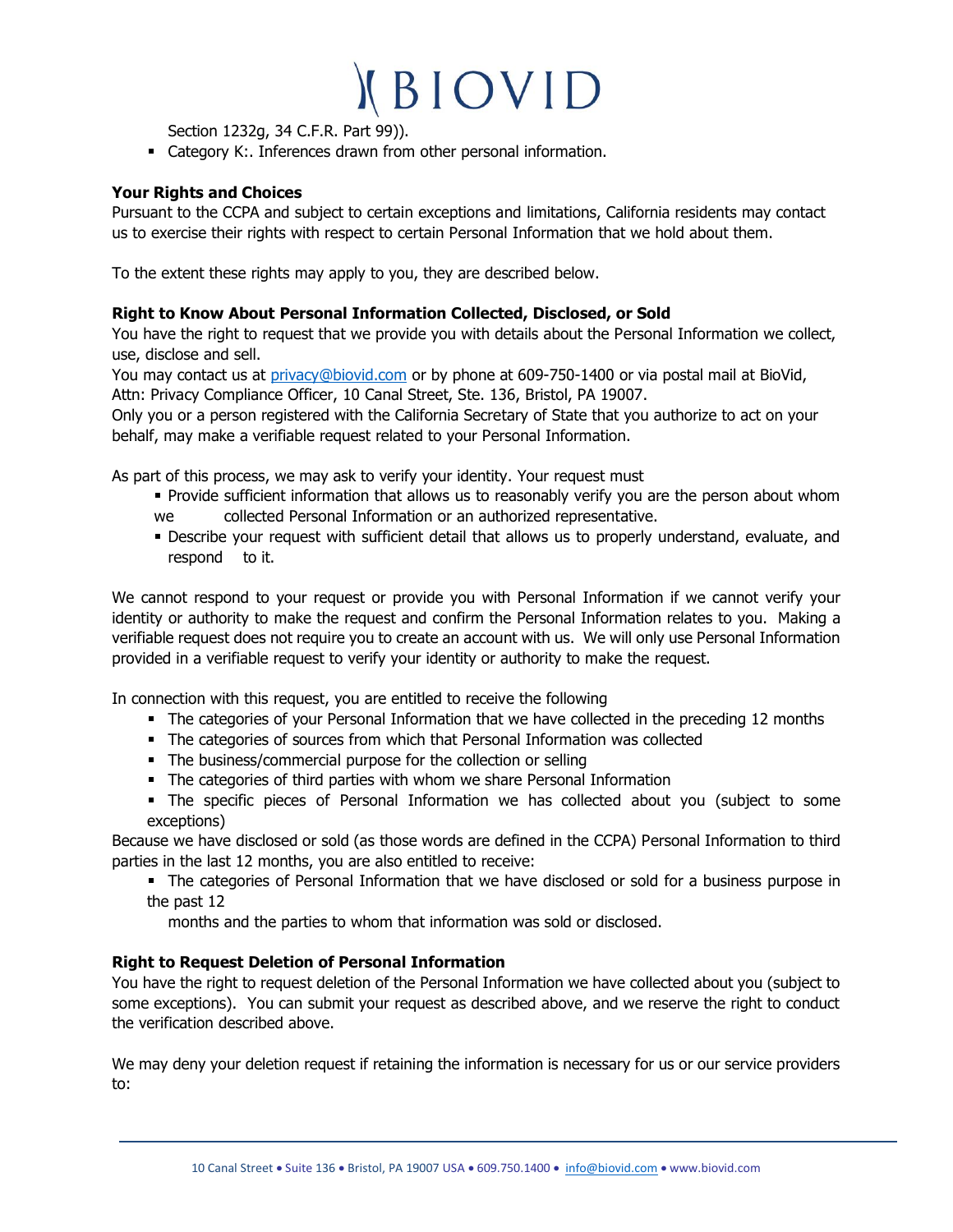Section 1232g, 34 C.F.R. Part 99)).

- Category K:. Inferences drawn from other personal information.

**Your Rights and Choices**

Pursuant to the CCPA and subject to certain exceptions and limitations, California residents may contact us to exercise their rights with respect to certain Personal Information that we hold about them.

To the extent these rights may apply to you, they are described below.

**Right to Know About Personal Information Collected, Disclosed, or Sold**

You have the right to request that we provide you with details about the Personal Information we collect, use, disclose and sell.

You may contact us at privacy@biovid.com or by phone at 609-750-1400 or via postal mail at BioVid, Attn: Privacy Compliance Officer, 10 Canal Street, Ste. 136, Bristol, PA 19007.

Only you or a person registered with the California Secretary of State that you authorize to act on your behalf, may make a verifiable request related to your Personal Information.

As part of this process, we may ask to verify your identity. Your request must

- Provide sufficient information that allows us to reasonably verify you are the person about whom we collected Personal Information or an authorized representative.
- Describe your request with sufficient detail that allows us to properly understand, evaluate, and respond to it.

We cannot respond to your request or provide you with Personal Information if we cannot verify your identity or authority to make the request and confirm the Personal Information relates to you. Making a verifiable request does not require you to create an account with us. We will only use Personal Information provided in a verifiable request to verify your identity or authority to make the request.

In connection with this request, you are entitled to receive the following

- The categories of your Personal Information that we have collected in the preceding 12 months
- The categories of sources from which that Personal Information was collected
- The business/commercial purpose for the collection or selling
- The categories of third parties with whom we share Personal Information
- The specific pieces of Personal Information we has collected about you (subject to some exceptions)

Because we have disclosed or sold (as those words are defined in the CCPA) Personal Information to third parties in the last 12 months, you are also entitled to receive:

- The categories of Personal Information that we have disclosed or sold for a business purpose in the past 12 months and the parties to whom that information was sold or disclosed.

**Right to Request Deletion of Personal Information**

You have the right to request deletion of the Personal Information we have collected about you (subject to some exceptions). You can submit your request as described above, and we reserve the right to conduct the verification described above.

We may deny your deletion request if retaining the information is necessary for us or our service providers to: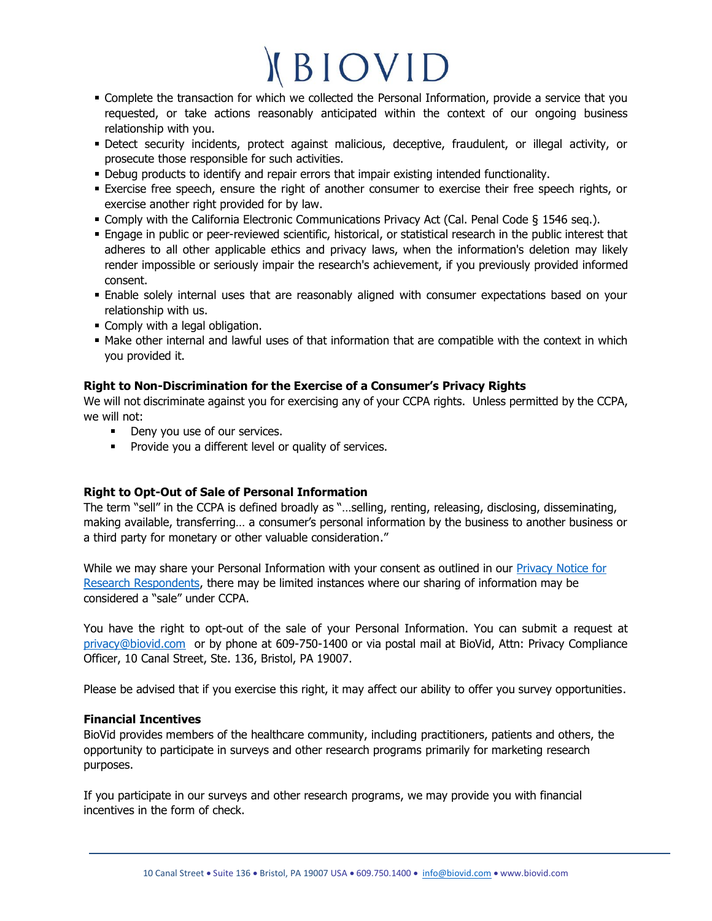- Complete the transaction for which we collected the Personal Information, provide a service that you requested, or take actions reasonably anticipated within the context of our ongoing business relationship with you.
- Detect security incidents, protect against malicious, deceptive, fraudulent, or illegal activity, or prosecute those responsible for such activities.
- Debug products to identify and repair errors that impair existing intended functionality.
- Exercise free speech, ensure the right of another consumer to exercise their free speech rights, or exercise another right provided for by law.
- Comply with the California Electronic Communications Privacy Act (Cal. Penal Code § 1546 seq.).
- Engage in public or peer-reviewed scientific, historical, or statistical research in the public interest that adheres to all other applicable ethics and privacy laws, when the information's deletion may likely render impossible or seriously impair the research's achievement, if you previously provided informed consent.
- Enable solely internal uses that are reasonably aligned with consumer expectations based on your relationship with us.
- Comply with a legal obligation.
- Make other internal and lawful uses of that information that are compatible with the context in which you provided it.

**Right to Non-Discrimination for the Exercise of a Consumer's Privacy Rights**

We will not discriminate against you for exercising any of your CCPA rights. Unless permitted by the CCPA, we will not:

- Deny you use of our services.
- Provide you a different level or quality of services.

**Right to Opt-Out of Sale of Personal Information**

The term "sell" in the CCPA is defined broadly as "…selling, renting, releasing, disclosing, disseminating, making available, transferring… a consumer's personal information by the business to another business or a third party for monetary or other valuable consideration."

While we may share your Personal Information with your consent as outlined in our [Privacy Notice for Research Respondents](), there may be limited instances where our sharing of information may be considered a "sale" under CCPA.

You have the right to opt-out of the sale of your Personal Information. You can submit a request at [privacy@biovid.com](mailto:privacy@biovid.com) or by phone at 609-750-1400 or via postal mail at BioVid, Attn: Privacy Compliance Officer, 10 Canal Street, Ste. 136, Bristol, PA 19007.

Please be advised that if you exercise this right, it may affect our ability to offer you survey opportunities.

**Financial Incentives**

BioVid provides members of the healthcare community, including practitioners, patients and others, the opportunity to participate in surveys and other research programs primarily for marketing research purposes.

If you participate in our surveys and other research programs, we may provide you with financial incentives in the form of check.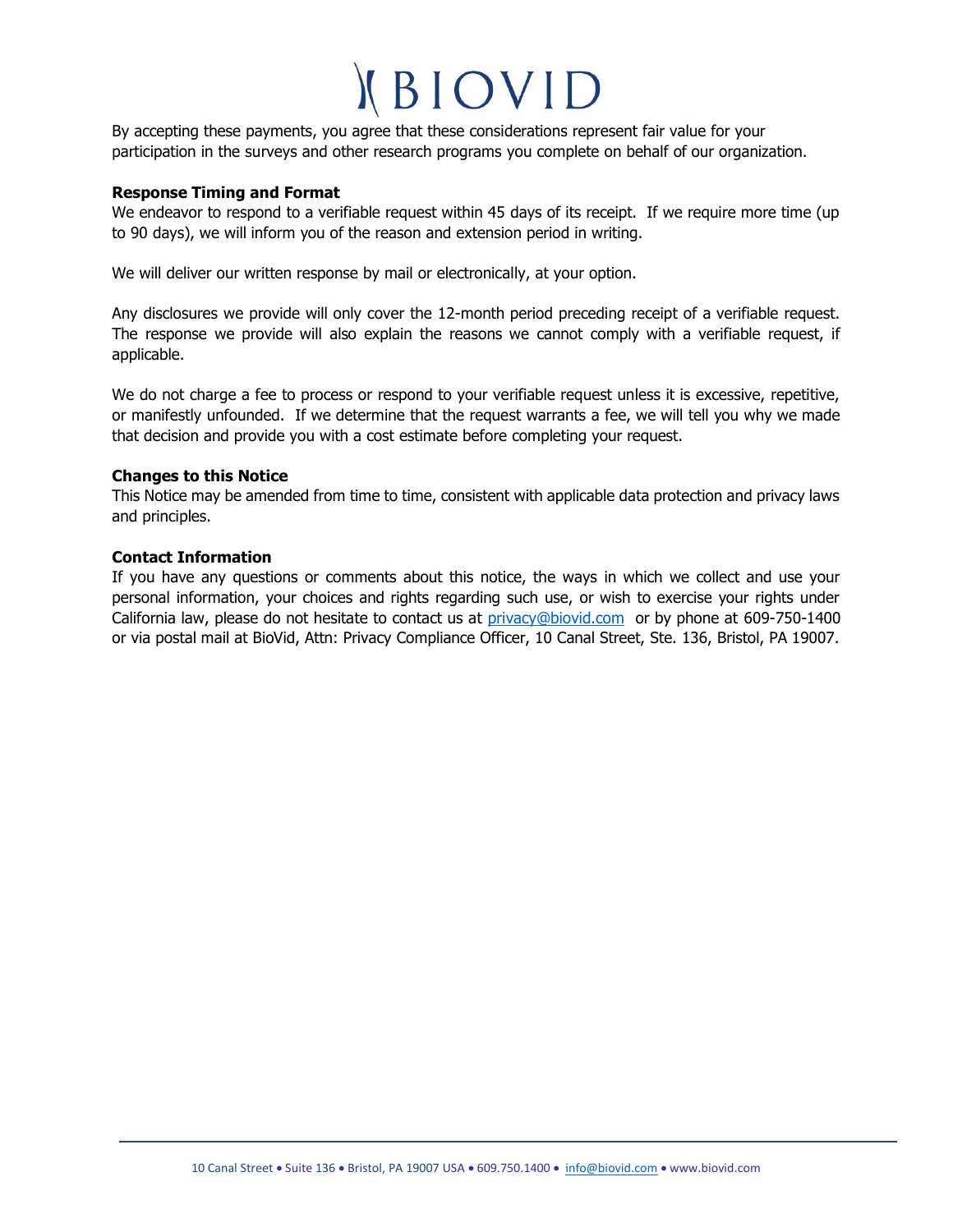By accepting these payments, you agree that these considerations represent fair value for your participation in the surveys and other research programs you complete on behalf of our organization.

**Response Timing and Format**

We endeavor to respond to a verifiable request within 45 days of its receipt. If we require more time (up to 90 days), we will inform you of the reason and extension period in writing.

We will deliver our written response by mail or electronically, at your option.

Any disclosures we provide will only cover the 12-month period preceding receipt of a verifiable request. The response we provide will also explain the reasons we cannot comply with a verifiable request, if applicable.

We do not charge a fee to process or respond to your verifiable request unless it is excessive, repetitive, or manifestly unfounded. If we determine that the request warrants a fee, we will tell you why we made that decision and provide you with a cost estimate before completing your request.

**Changes to this Notice**

This Notice may be amended from time to time, consistent with applicable data protection and privacy laws and principles.

**Contact Information**

If you have any questions or comments about this notice, the ways in which we collect and use your personal information, your choices and rights regarding such use, or wish to exercise your rights under California law, please do not hesitate to contact us at privacy@biovid.com or by phone at 609-750-1400 or via postal mail at BioVid, Attn: Privacy Compliance Officer, 10 Canal Street, Ste. 136, Bristol, PA 19007.